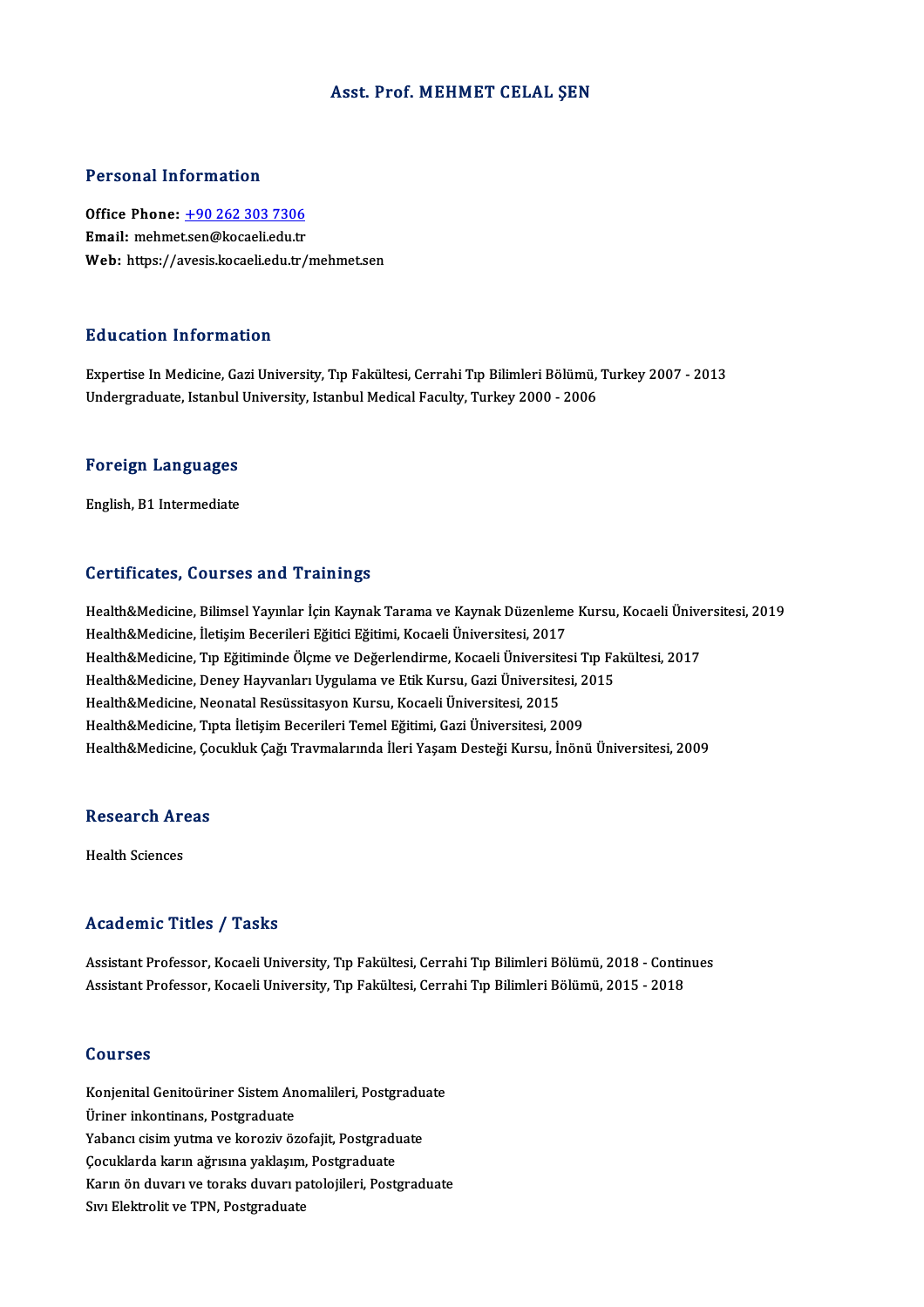# Asst. Prof. MEHMET CELAL ŞEN

## Personal Information

**Office Phone:** +90 262 303 7306
**Email:** mehmet.sen@kocaeli.edu.tr
**Web:** https://avesis.kocaeli.edu.tr/mehmet.sen

## Education Information

Expertise In Medicine, Gazi University, Tıp Fakültesi, Cerrahi Tıp Bilimleri Bölümü, Turkey 2007 - 2013
Undergraduate, Istanbul University, Istanbul Medical Faculty, Turkey 2000 - 2006

## Foreign Languages

English, B1 Intermediate

## Certificates, Courses and Trainings

Health&Medicine, Bilimsel Yayınlar İçin Kaynak Tarama ve Kaynak Düzenleme Kursu, Kocaeli Üniversitesi, 2019
Health&Medicine, İletişim Becerileri Eğitici Eğitimi, Kocaeli Üniversitesi, 2017
Health&Medicine, Tıp Eğitiminde Ölçme ve Değerlendirme, Kocaeli Üniversitesi Tıp Fakültesi, 2017
Health&Medicine, Deney Hayvanları Uygulama ve Etik Kursu, Gazi Üniversitesi, 2015
Health&Medicine, Neonatal Resüssitasyon Kursu, Kocaeli Üniversitesi, 2015
Health&Medicine, Tıpta İletişim Becerileri Temel Eğitimi, Gazi Üniversitesi, 2009
Health&Medicine, Çocukluk Çağı Travmalarında İleri Yaşam Desteği Kursu, İnönü Üniversitesi, 2009

## Research Areas

Health Sciences

## Academic Titles / Tasks

Assistant Professor, Kocaeli University, Tıp Fakültesi, Cerrahi Tıp Bilimleri Bölümü, 2018 - Continues
Assistant Professor, Kocaeli University, Tıp Fakültesi, Cerrahi Tıp Bilimleri Bölümü, 2015 - 2018

## Courses

Konjenital Genitoüriner Sistem Anomalileri, Postgraduate
Üriner inkontinans, Postgraduate
Yabancı cisim yutma ve koroziv özofajit, Postgraduate
Çocuklarda karın ağrısına yaklaşım, Postgraduate
Karın ön duvarı ve toraks duvarı patolojileri, Postgraduate
Sıvı Elektrolit ve TPN, Postgraduate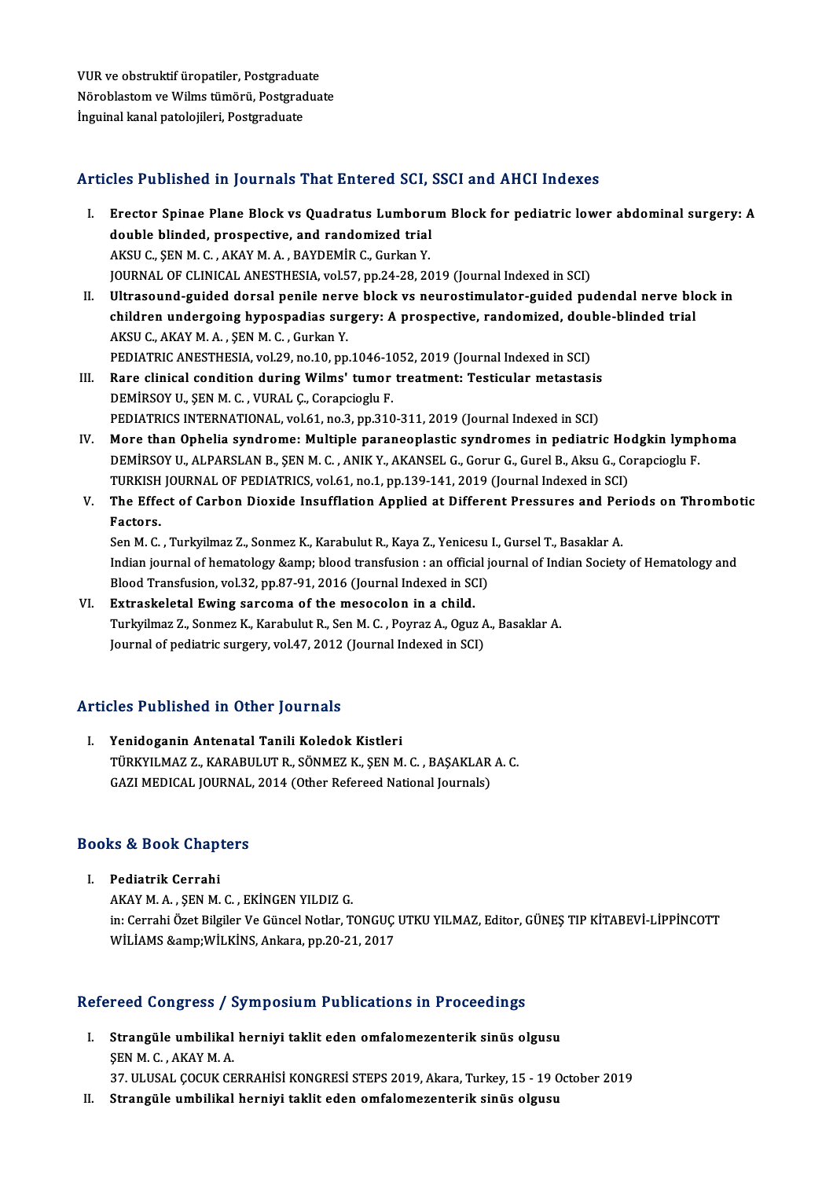VUR ve obstruktif üropatiler, Postgraduate
Nöroblastom ve Wilms tümörü, Postgraduate
İnguinal kanal patolojileri, Postgraduate

## Articles Published in Journals That Entered SCI, SSCI and AHCI Indexes

I. **Erector Spinae Plane Block vs Quadratus Lumborum Block for pediatric lower abdominal surgery: A double blinded, prospective, and randomized trial**
AKSU C., ŞEN M. C. , AKAY M. A. , BAYDEMİR C., Gurkan Y.
JOURNAL OF CLINICAL ANESTHESIA, vol.57, pp.24-28, 2019 (Journal Indexed in SCI)

II. **Ultrasound-guided dorsal penile nerve block vs neurostimulator-guided pudendal nerve block in children undergoing hypospadias surgery: A prospective, randomized, double-blinded trial**
AKSU C., AKAY M. A. , ŞEN M. C. , Gurkan Y.
PEDIATRIC ANESTHESIA, vol.29, no.10, pp.1046-1052, 2019 (Journal Indexed in SCI)

III. **Rare clinical condition during Wilms' tumor treatment: Testicular metastasis**
DEMİRSOY U., ŞEN M. C. , VURAL Ç., Corapcioglu F.
PEDIATRICS INTERNATIONAL, vol.61, no.3, pp.310-311, 2019 (Journal Indexed in SCI)

IV. **More than Ophelia syndrome: Multiple paraneoplastic syndromes in pediatric Hodgkin lymphoma**
DEMİRSOY U., ALPARSLAN B., ŞEN M. C. , ANIK Y., AKANSEL G., Gorur G., Gurel B., Aksu G., Corapcioglu F.
TURKISH JOURNAL OF PEDIATRICS, vol.61, no.1, pp.139-141, 2019 (Journal Indexed in SCI)

V. **The Effect of Carbon Dioxide Insufflation Applied at Different Pressures and Periods on Thrombotic Factors.**
Sen M. C. , Turkyilmaz Z., Sonmez K., Karabulut R., Kaya Z., Yenicesu I., Gursel T., Basaklar A.
Indian journal of hematology &amp; blood transfusion : an official journal of Indian Society of Hematology and Blood Transfusion, vol.32, pp.87-91, 2016 (Journal Indexed in SCI)

VI. **Extraskeletal Ewing sarcoma of the mesocolon in a child.**
Turkyilmaz Z., Sonmez K., Karabulut R., Sen M. C. , Poyraz A., Oguz A., Basaklar A.
Journal of pediatric surgery, vol.47, 2012 (Journal Indexed in SCI)

## Articles Published in Other Journals

I. **Yenidoganin Antenatal Tanili Koledok Kistleri**
TÜRKYILMAZ Z., KARABULUT R., SÖNMEZ K., ŞEN M. C. , BAŞAKLAR A. C.
GAZI MEDICAL JOURNAL, 2014 (Other Refereed National Journals)

## Books & Book Chapters

I. **Pediatrik Cerrahi**
AKAY M. A. , ŞEN M. C. , EKİNGEN YILDIZ G.
in: Cerrahi Özet Bilgiler Ve Güncel Notlar, TONGUÇ UTKU YILMAZ, Editor, GÜNEŞ TIP KİTABEVİ-LİPPİNCOTT WİLİAMS &amp;WİLKİNS, Ankara, pp.20-21, 2017

## Refereed Congress / Symposium Publications in Proceedings

I. **Strangüle umbilikal herniyi taklit eden omfalomezenterik sinüs olgusu**
ŞEN M. C. , AKAY M. A.
37. ULUSAL ÇOCUK CERRAHİSİ KONGRESİ STEPS 2019, Akara, Turkey, 15 - 19 October 2019

II. **Strangüle umbilikal herniyi taklit eden omfalomezenterik sinüs olgusu**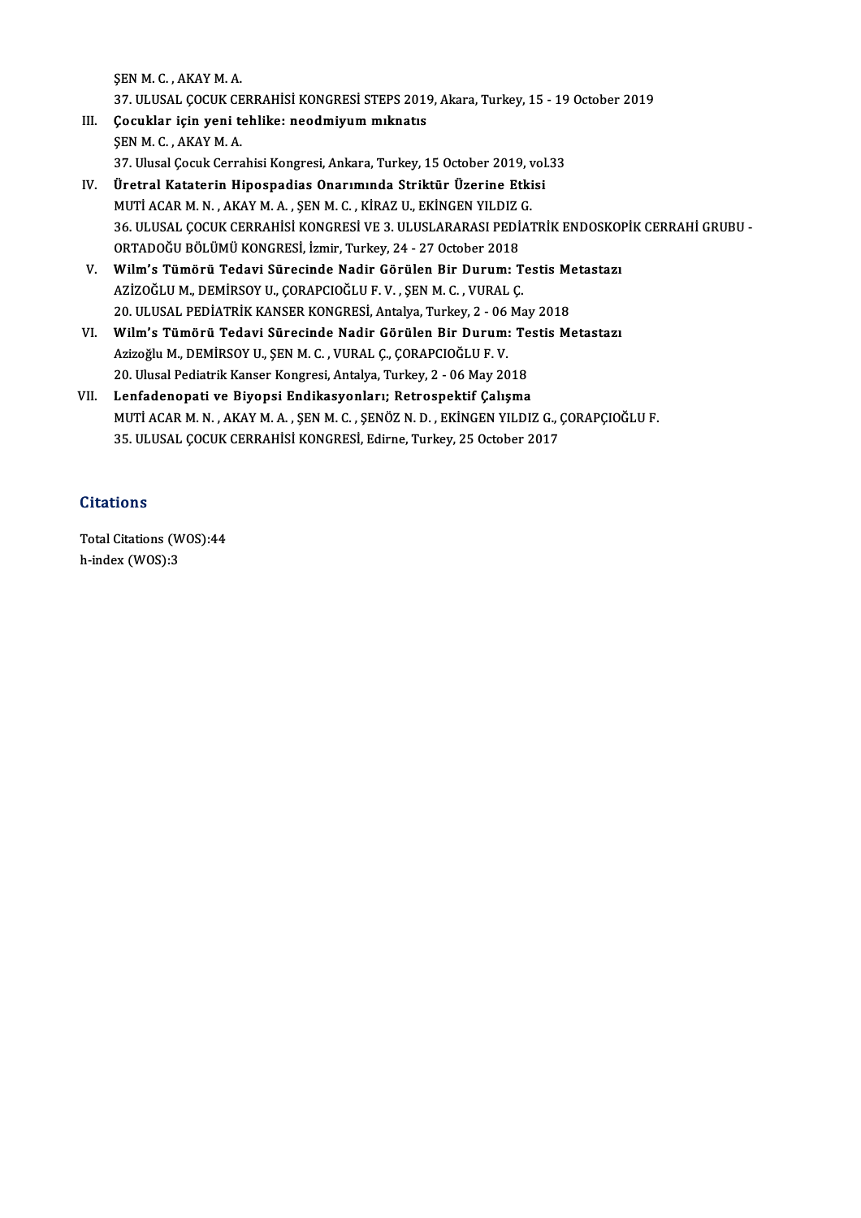ŞEN M. C. , AKAY M. A.
37. ULUSAL ÇOCUK CERRAHİSİ KONGRESİ STEPS 2019, Akara, Turkey, 15 - 19 October 2019

III. **Çocuklar için yeni tehlike: neodmiyum mıknatıs**
ŞEN M. C. , AKAY M. A.
37. Ulusal Çocuk Cerrahisi Kongresi, Ankara, Turkey, 15 October 2019, vol.33

IV. **Üretral Kataterin Hipospadias Onarımında Striktür Üzerine Etkisi**
MUTİ ACAR M. N. , AKAY M. A. , ŞEN M. C. , KİRAZ U., EKİNGEN YILDIZ G.
36. ULUSAL ÇOCUK CERRAHİSİ KONGRESİ VE 3. ULUSLARARASI PEDİATRİK ENDOSKOPİK CERRAHİ GRUBU - ORTADOĞU BÖLÜMÜ KONGRESİ, İzmir, Turkey, 24 - 27 October 2018

V. **Wilm's Tümörü Tedavi Sürecinde Nadir Görülen Bir Durum: Testis Metastazı**
AZİZOĞLU M., DEMİRSOY U., ÇORAPCIOĞLU F. V. , ŞEN M. C. , VURAL Ç.
20. ULUSAL PEDİATRİK KANSER KONGRESİ, Antalya, Turkey, 2 - 06 May 2018

VI. **Wilm's Tümörü Tedavi Sürecinde Nadir Görülen Bir Durum: Testis Metastazı**
Azizoğlu M., DEMİRSOY U., ŞEN M. C. , VURAL Ç., ÇORAPCIOĞLU F. V.
20. Ulusal Pediatrik Kanser Kongresi, Antalya, Turkey, 2 - 06 May 2018

VII. **Lenfadenopati ve Biyopsi Endikasyonları; Retrospektif Çalışma**
MUTİ ACAR M. N. , AKAY M. A. , ŞEN M. C. , ŞENÖZ N. D. , EKİNGEN YILDIZ G., ÇORAPÇIOĞLU F.
35. ULUSAL ÇOCUK CERRAHİSİ KONGRESİ, Edirne, Turkey, 25 October 2017

## Citations

Total Citations (WOS):44
h-index (WOS):3